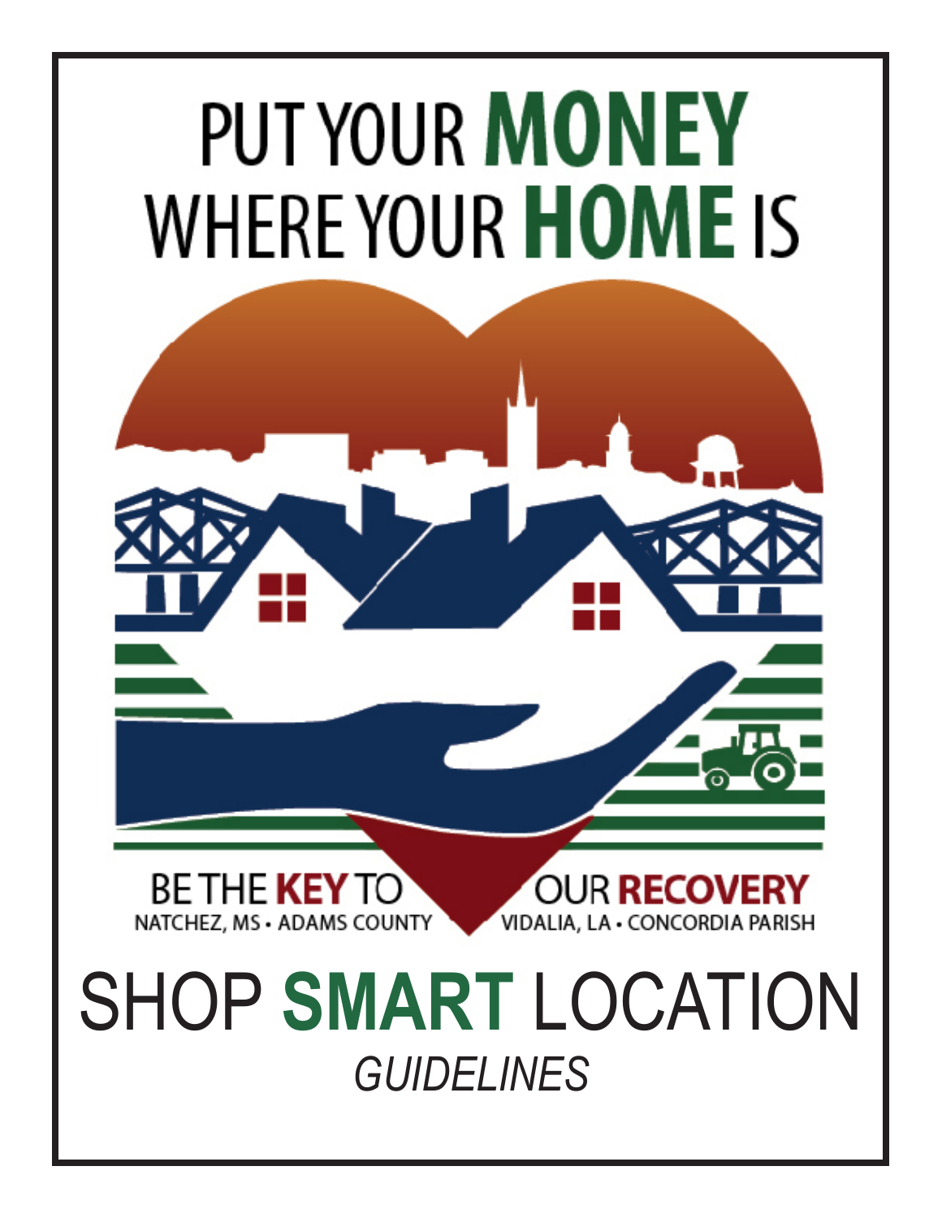# PUT YOUR **MONEY** WHERE YOUR **HOME** IS

BE THE **KEY** TO OUR **RECOVERY**

NATCHEZ, MS • ADAMS COUNTY

VIDALIA, LA • CONCORDIA PARISH

# SHOP **SMART** LOCATION

*GUIDELINES*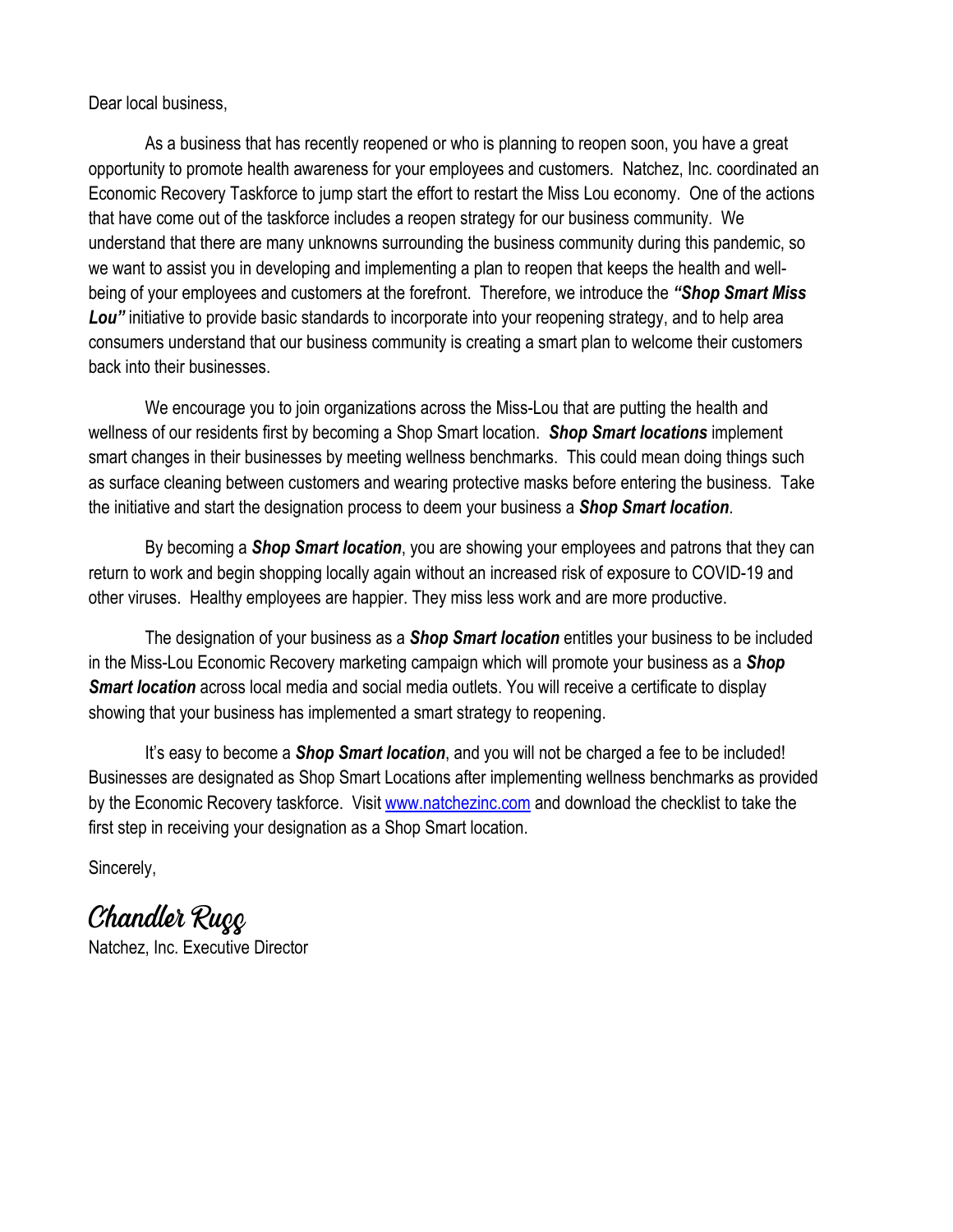Dear local business,

As a business that has recently reopened or who is planning to reopen soon, you have a great opportunity to promote health awareness for your employees and customers. Natchez, Inc. coordinated an Economic Recovery Taskforce to jump start the effort to restart the Miss Lou economy. One of the actions that have come out of the taskforce includes a reopen strategy for our business community. We understand that there are many unknowns surrounding the business community during this pandemic, so we want to assist you in developing and implementing a plan to reopen that keeps the health and well-being of your employees and customers at the forefront. Therefore, we introduce the ***"Shop Smart Miss Lou"*** initiative to provide basic standards to incorporate into your reopening strategy, and to help area consumers understand that our business community is creating a smart plan to welcome their customers back into their businesses.

We encourage you to join organizations across the Miss-Lou that are putting the health and wellness of our residents first by becoming a Shop Smart location. ***Shop Smart locations*** implement smart changes in their businesses by meeting wellness benchmarks. This could mean doing things such as surface cleaning between customers and wearing protective masks before entering the business. Take the initiative and start the designation process to deem your business a ***Shop Smart location***.

By becoming a ***Shop Smart location***, you are showing your employees and patrons that they can return to work and begin shopping locally again without an increased risk of exposure to COVID-19 and other viruses. Healthy employees are happier. They miss less work and are more productive.

The designation of your business as a ***Shop Smart location*** entitles your business to be included in the Miss-Lou Economic Recovery marketing campaign which will promote your business as a ***Shop Smart location*** across local media and social media outlets. You will receive a certificate to display showing that your business has implemented a smart strategy to reopening.

It's easy to become a ***Shop Smart location***, and you will not be charged a fee to be included! Businesses are designated as Shop Smart Locations after implementing wellness benchmarks as provided by the Economic Recovery taskforce. Visit [www.natchezinc.com](http://www.natchezinc.com) and download the checklist to take the first step in receiving your designation as a Shop Smart location.

Sincerely,

Chandler Rugg

Natchez, Inc. Executive Director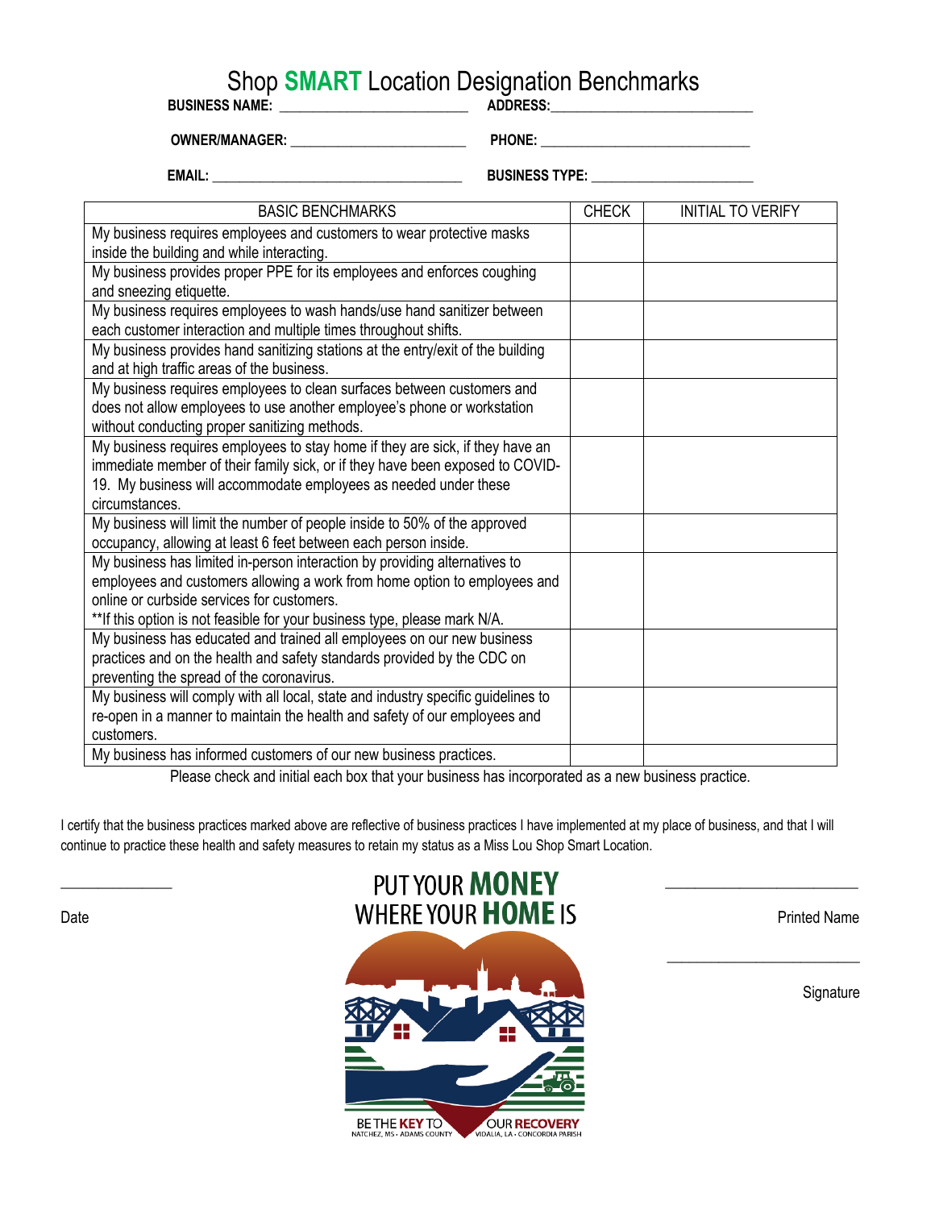# Shop **SMART** Location Designation Benchmarks

**BUSINESS NAME:** ___________________________ **ADDRESS:**_____________________________

**OWNER/MANAGER:** _________________________ **PHONE:** ______________________________

**EMAIL:** ____________________________________ **BUSINESS TYPE:** _______________________

| BASIC BENCHMARKS | CHECK | INITIAL TO VERIFY |
|---|---|---|
| My business requires employees and customers to wear protective masks inside the building and while interacting. | | |
| My business provides proper PPE for its employees and enforces coughing and sneezing etiquette. | | |
| My business requires employees to wash hands/use hand sanitizer between each customer interaction and multiple times throughout shifts. | | |
| My business provides hand sanitizing stations at the entry/exit of the building and at high traffic areas of the business. | | |
| My business requires employees to clean surfaces between customers and does not allow employees to use another employee's phone or workstation without conducting proper sanitizing methods. | | |
| My business requires employees to stay home if they are sick, if they have an immediate member of their family sick, or if they have been exposed to COVID-19. My business will accommodate employees as needed under these circumstances. | | |
| My business will limit the number of people inside to 50% of the approved occupancy, allowing at least 6 feet between each person inside. | | |
| My business has limited in-person interaction by providing alternatives to employees and customers allowing a work from home option to employees and online or curbside services for customers. **If this option is not feasible for your business type, please mark N/A. | | |
| My business has educated and trained all employees on our new business practices and on the health and safety standards provided by the CDC on preventing the spread of the coronavirus. | | |
| My business will comply with all local, state and industry specific guidelines to re-open in a manner to maintain the health and safety of our employees and customers. | | |
| My business has informed customers of our new business practices. | | |

Please check and initial each box that your business has incorporated as a new business practice.

I certify that the business practices marked above are reflective of business practices I have implemented at my place of business, and that I will continue to practice these health and safety measures to retain my status as a Miss Lou Shop Smart Location.

_______________
Date

PUT YOUR **MONEY** WHERE YOUR **HOME** IS

BE THE **KEY** TO OUR **RECOVERY**

NATCHEZ, MS • ADAMS COUNTY — VIDALIA, LA • CONCORDIA PARISH

_________________________
Printed Name

_________________________
Signature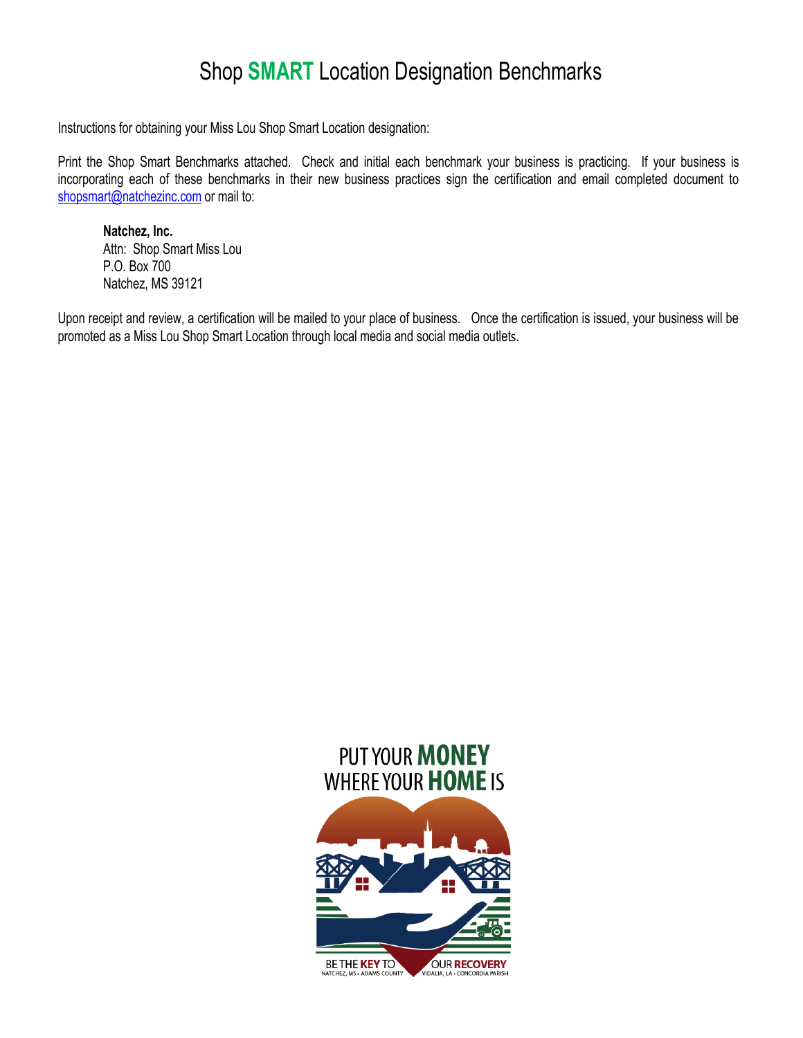# Shop **SMART** Location Designation Benchmarks

Instructions for obtaining your Miss Lou Shop Smart Location designation:

Print the Shop Smart Benchmarks attached. Check and initial each benchmark your business is practicing. If your business is incorporating each of these benchmarks in their new business practices sign the certification and email completed document to shopsmart@natchezinc.com or mail to:

> **Natchez, Inc.**
> Attn: Shop Smart Miss Lou
> P.O. Box 700
> Natchez, MS 39121

Upon receipt and review, a certification will be mailed to your place of business. Once the certification is issued, your business will be promoted as a Miss Lou Shop Smart Location through local media and social media outlets.

PUT YOUR **MONEY** WHERE YOUR **HOME** IS

BE THE **KEY** TO OUR **RECOVERY**

NATCHEZ, MS • ADAMS COUNTY VIDALIA, LA • CONCORDIA PARISH